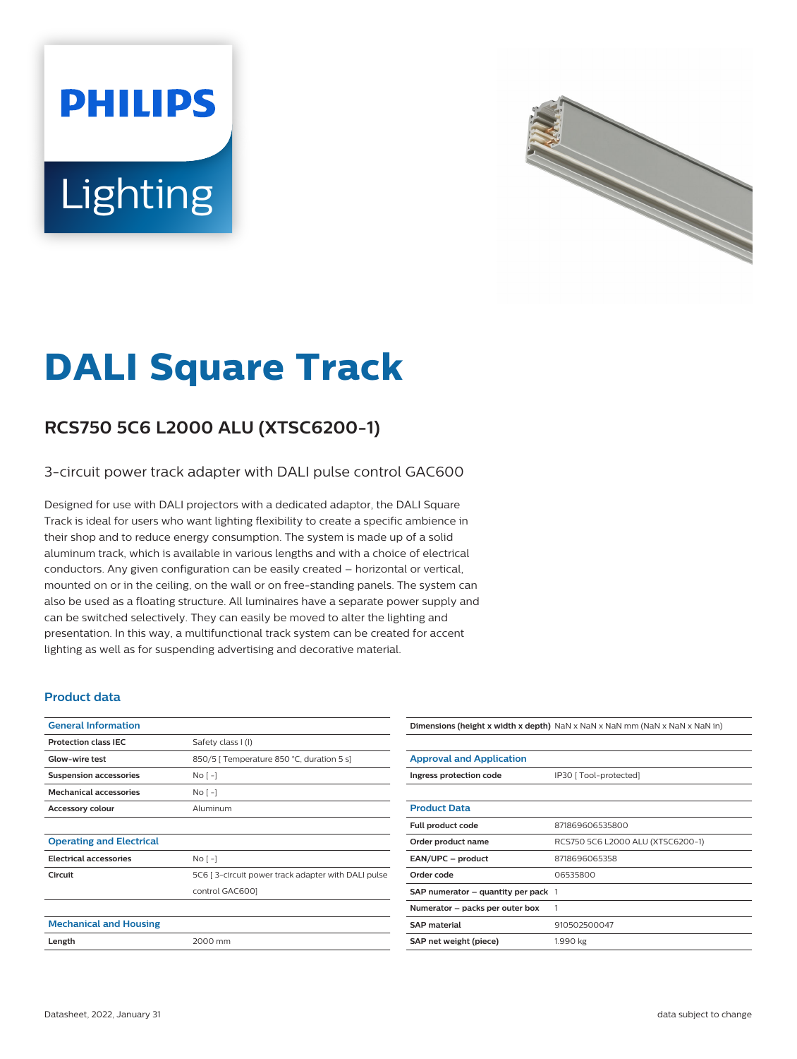# DALI Square Track

## RCS750 5C6 L2000 ALU (XTSC6200-1)

3-circuit power track adapter with DALI pulse control GAC600

Designed for use with DALI projectors with a dedicated adaptor, the DALI Square Track is ideal for users who want lighting flexibility to create a specific ambience in their shop and to reduce energy consumption. The system is made up of a solid aluminum track, which is available in various lengths and with a choice of electrical conductors. Any given configuration can be easily created – horizontal or vertical, mounted on or in the ceiling, on the wall or on free-standing panels. The system can also be used as a floating structure. All luminaires have a separate power supply and can be switched selectively. They can easily be moved to alter the lighting and presentation. In this way, a multifunctional track system can be created for accent lighting as well as for suspending advertising and decorative material.

### Product data

| General Information | |
|---|---|
| **Protection class IEC** | Safety class I (I) |
| **Glow-wire test** | 850/5 [ Temperature 850 °C, duration 5 s] |
| **Suspension accessories** | No [ -] |
| **Mechanical accessories** | No [ -] |
| **Accessory colour** | Aluminum |

| Operating and Electrical | |
|---|---|
| **Electrical accessories** | No [ -] |
| **Circuit** | 5C6 [ 3-circuit power track adapter with DALI pulse control GAC600] |

| Mechanical and Housing | |
|---|---|
| **Length** | 2000 mm |

| | |
|---|---|
| **Dimensions (height x width x depth)** | NaN x NaN x NaN mm (NaN x NaN x NaN in) |

| Approval and Application | |
|---|---|
| **Ingress protection code** | IP30 [ Tool-protected] |

| Product Data | |
|---|---|
| **Full product code** | 871869606535800 |
| **Order product name** | RCS750 5C6 L2000 ALU (XTSC6200-1) |
| **EAN/UPC – product** | 8718696065358 |
| **Order code** | 06535800 |
| **SAP numerator – quantity per pack** | 1 |
| **Numerator – packs per outer box** | 1 |
| **SAP material** | 910502500047 |
| **SAP net weight (piece)** | 1.990 kg |

Datasheet, 2022, January 31 data subject to change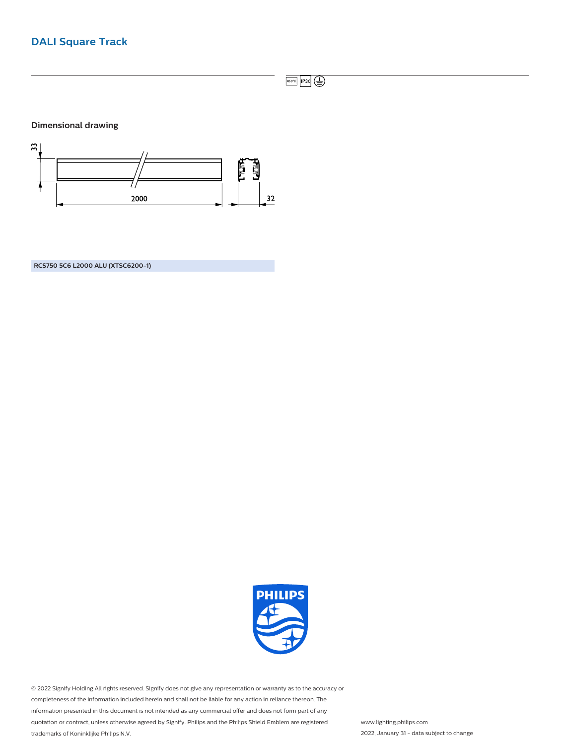# DALI Square Track

850°C IP30

## Dimensional drawing

33

2000

32

RCS750 5C6 L2000 ALU (XTSC6200-1)

© 2022 Signify Holding All rights reserved. Signify does not give any representation or warranty as to the accuracy or completeness of the information included herein and shall not be liable for any action in reliance thereon. The information presented in this document is not intended as any commercial offer and does not form part of any quotation or contract, unless otherwise agreed by Signify. Philips and the Philips Shield Emblem are registered trademarks of Koninklijke Philips N.V.

www.lighting.philips.com

2022, January 31 - data subject to change